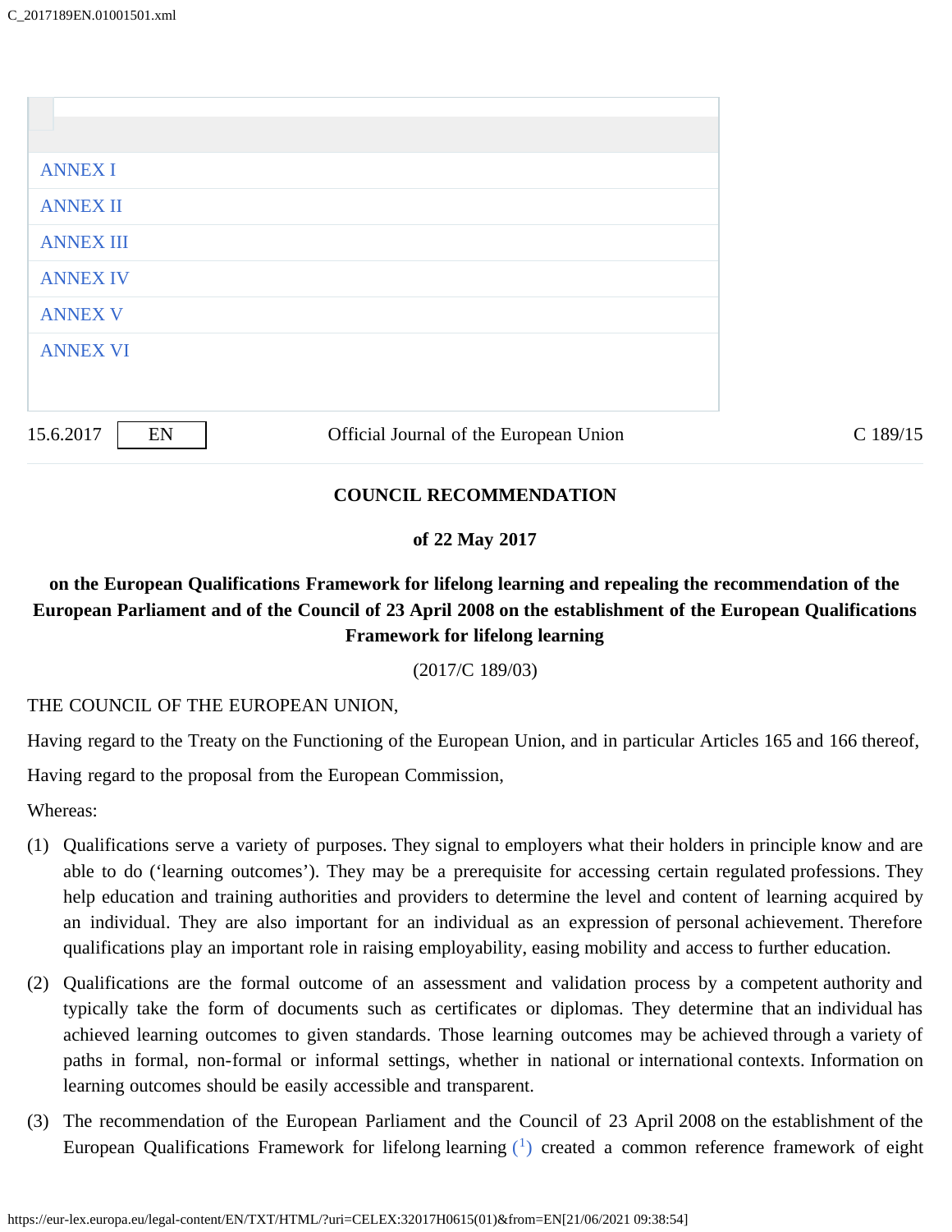ANNEX I

ANNEX II

ANNEX III

ANNEX IV

ANNEX V

ANNEX VI

**COUNCIL RECOMMENDATION**

**of 22 May 2017**

**on the European Qualifications Framework for lifelong learning and repealing the recommendation of the European Parliament and of the Council of 23 April 2008 on the establishment of the European Qualifications Framework for lifelong learning**

(2017/C 189/03)

THE COUNCIL OF THE EUROPEAN UNION,

Having regard to the Treaty on the Functioning of the European Union, and in particular Articles 165 and 166 thereof,

Having regard to the proposal from the European Commission,

Whereas:

(1) Qualifications serve a variety of purposes. They signal to employers what their holders in principle know and are able to do ('learning outcomes'). They may be a prerequisite for accessing certain regulated professions. They help education and training authorities and providers to determine the level and content of learning acquired by an individual. They are also important for an individual as an expression of personal achievement. Therefore qualifications play an important role in raising employability, easing mobility and access to further education.

(2) Qualifications are the formal outcome of an assessment and validation process by a competent authority and typically take the form of documents such as certificates or diplomas. They determine that an individual has achieved learning outcomes to given standards. Those learning outcomes may be achieved through a variety of paths in formal, non-formal or informal settings, whether in national or international contexts. Information on learning outcomes should be easily accessible and transparent.

(3) The recommendation of the European Parliament and the Council of 23 April 2008 on the establishment of the European Qualifications Framework for lifelong learning [1] created a common reference framework of eight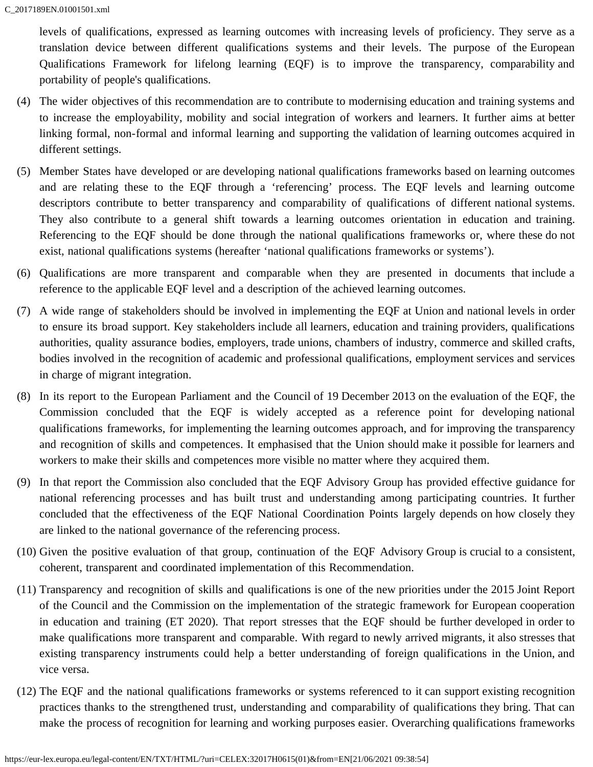levels of qualifications, expressed as learning outcomes with increasing levels of proficiency. They serve as a translation device between different qualifications systems and their levels. The purpose of the European Qualifications Framework for lifelong learning (EQF) is to improve the transparency, comparability and portability of people's qualifications.

(4) The wider objectives of this recommendation are to contribute to modernising education and training systems and to increase the employability, mobility and social integration of workers and learners. It further aims at better linking formal, non-formal and informal learning and supporting the validation of learning outcomes acquired in different settings.

(5) Member States have developed or are developing national qualifications frameworks based on learning outcomes and are relating these to the EQF through a 'referencing' process. The EQF levels and learning outcome descriptors contribute to better transparency and comparability of qualifications of different national systems. They also contribute to a general shift towards a learning outcomes orientation in education and training. Referencing to the EQF should be done through the national qualifications frameworks or, where these do not exist, national qualifications systems (hereafter 'national qualifications frameworks or systems').

(6) Qualifications are more transparent and comparable when they are presented in documents that include a reference to the applicable EQF level and a description of the achieved learning outcomes.

(7) A wide range of stakeholders should be involved in implementing the EQF at Union and national levels in order to ensure its broad support. Key stakeholders include all learners, education and training providers, qualifications authorities, quality assurance bodies, employers, trade unions, chambers of industry, commerce and skilled crafts, bodies involved in the recognition of academic and professional qualifications, employment services and services in charge of migrant integration.

(8) In its report to the European Parliament and the Council of 19 December 2013 on the evaluation of the EQF, the Commission concluded that the EQF is widely accepted as a reference point for developing national qualifications frameworks, for implementing the learning outcomes approach, and for improving the transparency and recognition of skills and competences. It emphasised that the Union should make it possible for learners and workers to make their skills and competences more visible no matter where they acquired them.

(9) In that report the Commission also concluded that the EQF Advisory Group has provided effective guidance for national referencing processes and has built trust and understanding among participating countries. It further concluded that the effectiveness of the EQF National Coordination Points largely depends on how closely they are linked to the national governance of the referencing process.

(10) Given the positive evaluation of that group, continuation of the EQF Advisory Group is crucial to a consistent, coherent, transparent and coordinated implementation of this Recommendation.

(11) Transparency and recognition of skills and qualifications is one of the new priorities under the 2015 Joint Report of the Council and the Commission on the implementation of the strategic framework for European cooperation in education and training (ET 2020). That report stresses that the EQF should be further developed in order to make qualifications more transparent and comparable. With regard to newly arrived migrants, it also stresses that existing transparency instruments could help a better understanding of foreign qualifications in the Union, and vice versa.

(12) The EQF and the national qualifications frameworks or systems referenced to it can support existing recognition practices thanks to the strengthened trust, understanding and comparability of qualifications they bring. That can make the process of recognition for learning and working purposes easier. Overarching qualifications frameworks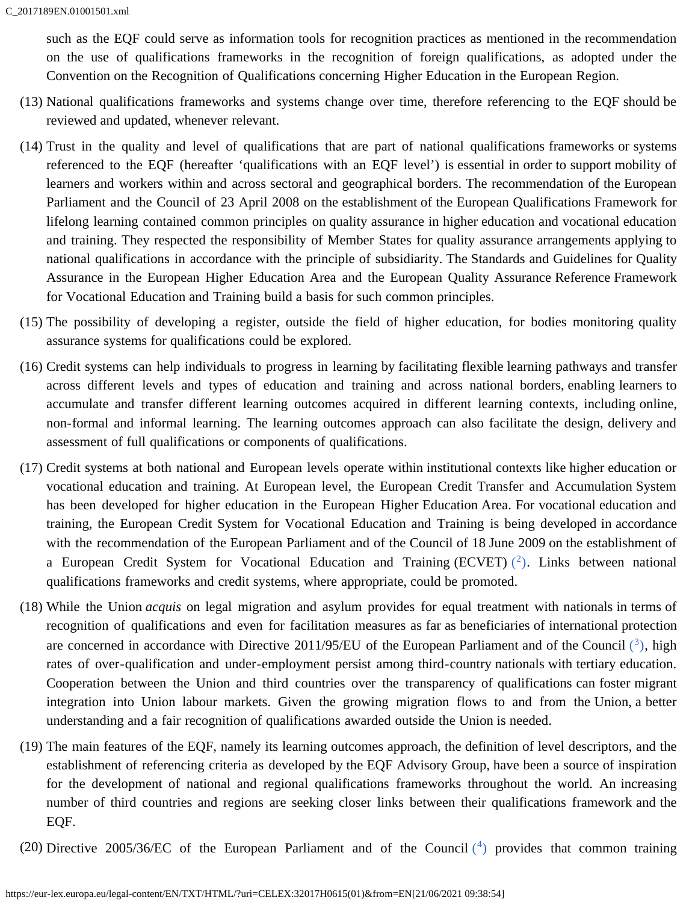such as the EQF could serve as information tools for recognition practices as mentioned in the recommendation on the use of qualifications frameworks in the recognition of foreign qualifications, as adopted under the Convention on the Recognition of Qualifications concerning Higher Education in the European Region.

(13) National qualifications frameworks and systems change over time, therefore referencing to the EQF should be reviewed and updated, whenever relevant.

(14) Trust in the quality and level of qualifications that are part of national qualifications frameworks or systems referenced to the EQF (hereafter 'qualifications with an EQF level') is essential in order to support mobility of learners and workers within and across sectoral and geographical borders. The recommendation of the European Parliament and the Council of 23 April 2008 on the establishment of the European Qualifications Framework for lifelong learning contained common principles on quality assurance in higher education and vocational education and training. They respected the responsibility of Member States for quality assurance arrangements applying to national qualifications in accordance with the principle of subsidiarity. The Standards and Guidelines for Quality Assurance in the European Higher Education Area and the European Quality Assurance Reference Framework for Vocational Education and Training build a basis for such common principles.

(15) The possibility of developing a register, outside the field of higher education, for bodies monitoring quality assurance systems for qualifications could be explored.

(16) Credit systems can help individuals to progress in learning by facilitating flexible learning pathways and transfer across different levels and types of education and training and across national borders, enabling learners to accumulate and transfer different learning outcomes acquired in different learning contexts, including online, non-formal and informal learning. The learning outcomes approach can also facilitate the design, delivery and assessment of full qualifications or components of qualifications.

(17) Credit systems at both national and European levels operate within institutional contexts like higher education or vocational education and training. At European level, the European Credit Transfer and Accumulation System has been developed for higher education in the European Higher Education Area. For vocational education and training, the European Credit System for Vocational Education and Training is being developed in accordance with the recommendation of the European Parliament and of the Council of 18 June 2009 on the establishment of a European Credit System for Vocational Education and Training (ECVET) ([2]). Links between national qualifications frameworks and credit systems, where appropriate, could be promoted.

(18) While the Union *acquis* on legal migration and asylum provides for equal treatment with nationals in terms of recognition of qualifications and even for facilitation measures as far as beneficiaries of international protection are concerned in accordance with Directive 2011/95/EU of the European Parliament and of the Council ([3]), high rates of over-qualification and under-employment persist among third-country nationals with tertiary education. Cooperation between the Union and third countries over the transparency of qualifications can foster migrant integration into Union labour markets. Given the growing migration flows to and from the Union, a better understanding and a fair recognition of qualifications awarded outside the Union is needed.

(19) The main features of the EQF, namely its learning outcomes approach, the definition of level descriptors, and the establishment of referencing criteria as developed by the EQF Advisory Group, have been a source of inspiration for the development of national and regional qualifications frameworks throughout the world. An increasing number of third countries and regions are seeking closer links between their qualifications framework and the EQF.

(20) Directive 2005/36/EC of the European Parliament and of the Council ([4]) provides that common training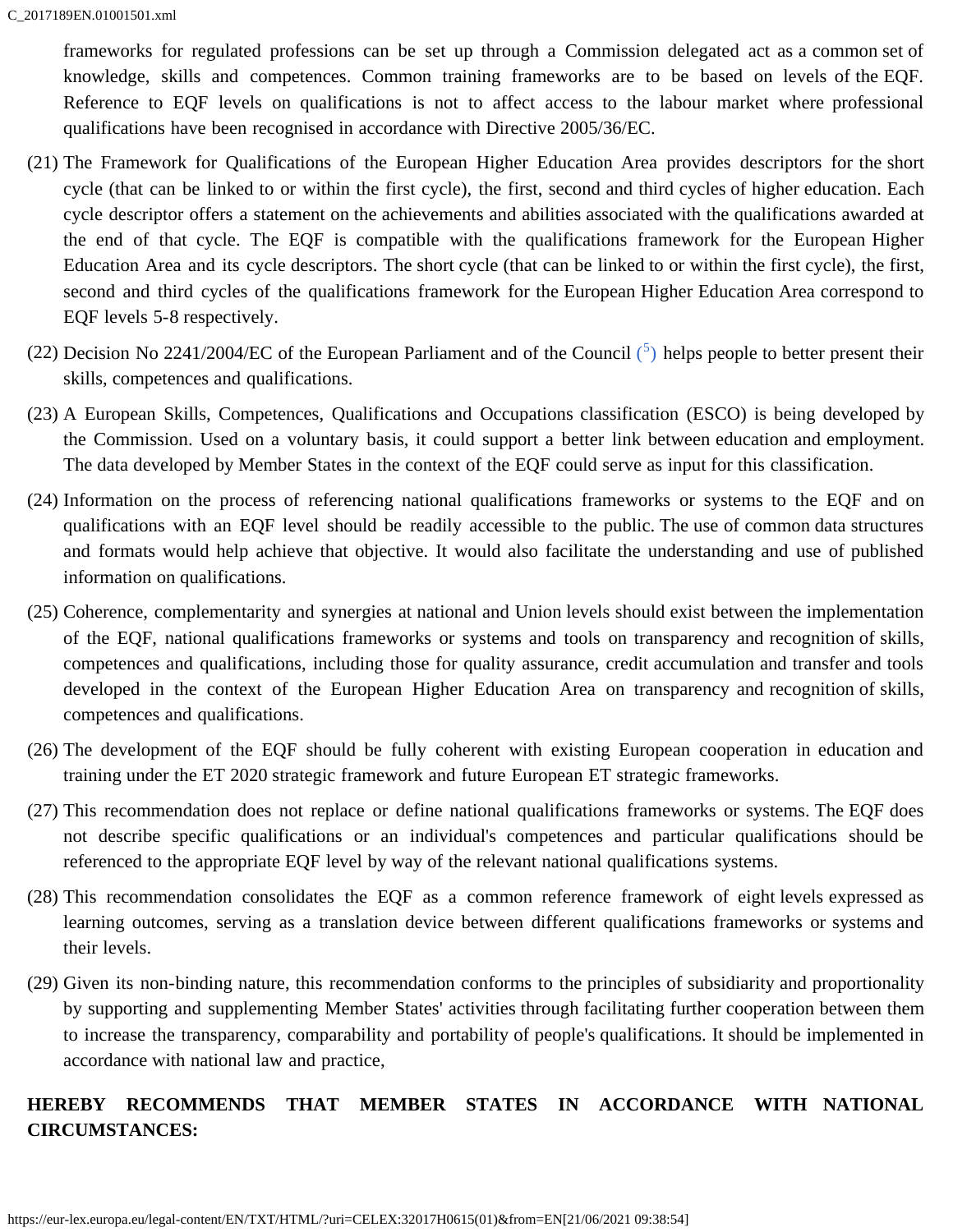frameworks for regulated professions can be set up through a Commission delegated act as a common set of knowledge, skills and competences. Common training frameworks are to be based on levels of the EQF. Reference to EQF levels on qualifications is not to affect access to the labour market where professional qualifications have been recognised in accordance with Directive 2005/36/EC.

(21) The Framework for Qualifications of the European Higher Education Area provides descriptors for the short cycle (that can be linked to or within the first cycle), the first, second and third cycles of higher education. Each cycle descriptor offers a statement on the achievements and abilities associated with the qualifications awarded at the end of that cycle. The EQF is compatible with the qualifications framework for the European Higher Education Area and its cycle descriptors. The short cycle (that can be linked to or within the first cycle), the first, second and third cycles of the qualifications framework for the European Higher Education Area correspond to EQF levels 5-8 respectively.

(22) Decision No 2241/2004/EC of the European Parliament and of the Council ([5]) helps people to better present their skills, competences and qualifications.

(23) A European Skills, Competences, Qualifications and Occupations classification (ESCO) is being developed by the Commission. Used on a voluntary basis, it could support a better link between education and employment. The data developed by Member States in the context of the EQF could serve as input for this classification.

(24) Information on the process of referencing national qualifications frameworks or systems to the EQF and on qualifications with an EQF level should be readily accessible to the public. The use of common data structures and formats would help achieve that objective. It would also facilitate the understanding and use of published information on qualifications.

(25) Coherence, complementarity and synergies at national and Union levels should exist between the implementation of the EQF, national qualifications frameworks or systems and tools on transparency and recognition of skills, competences and qualifications, including those for quality assurance, credit accumulation and transfer and tools developed in the context of the European Higher Education Area on transparency and recognition of skills, competences and qualifications.

(26) The development of the EQF should be fully coherent with existing European cooperation in education and training under the ET 2020 strategic framework and future European ET strategic frameworks.

(27) This recommendation does not replace or define national qualifications frameworks or systems. The EQF does not describe specific qualifications or an individual's competences and particular qualifications should be referenced to the appropriate EQF level by way of the relevant national qualifications systems.

(28) This recommendation consolidates the EQF as a common reference framework of eight levels expressed as learning outcomes, serving as a translation device between different qualifications frameworks or systems and their levels.

(29) Given its non-binding nature, this recommendation conforms to the principles of subsidiarity and proportionality by supporting and supplementing Member States' activities through facilitating further cooperation between them to increase the transparency, comparability and portability of people's qualifications. It should be implemented in accordance with national law and practice,

**HEREBY RECOMMENDS THAT MEMBER STATES IN ACCORDANCE WITH NATIONAL CIRCUMSTANCES:**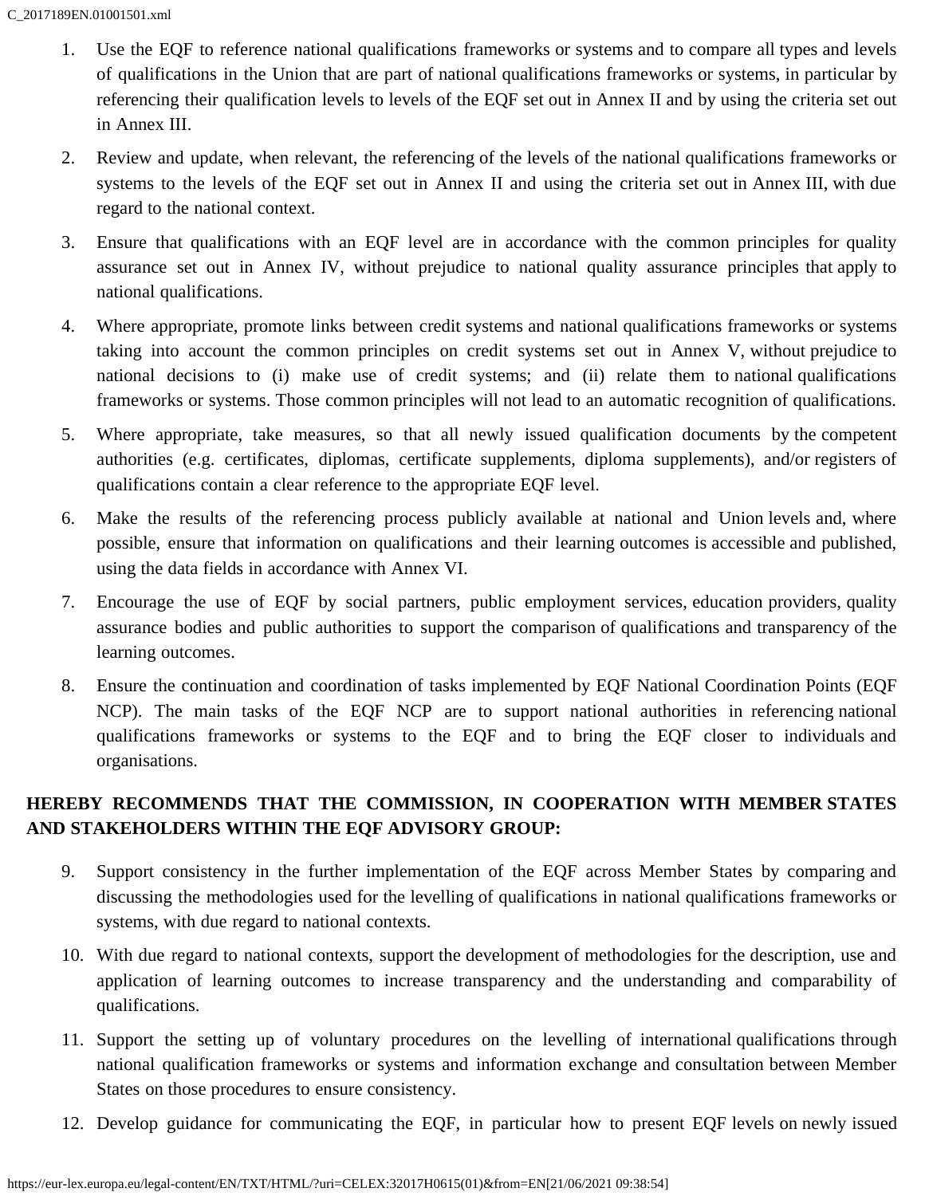1. Use the EQF to reference national qualifications frameworks or systems and to compare all types and levels of qualifications in the Union that are part of national qualifications frameworks or systems, in particular by referencing their qualification levels to levels of the EQF set out in Annex II and by using the criteria set out in Annex III.

2. Review and update, when relevant, the referencing of the levels of the national qualifications frameworks or systems to the levels of the EQF set out in Annex II and using the criteria set out in Annex III, with due regard to the national context.

3. Ensure that qualifications with an EQF level are in accordance with the common principles for quality assurance set out in Annex IV, without prejudice to national quality assurance principles that apply to national qualifications.

4. Where appropriate, promote links between credit systems and national qualifications frameworks or systems taking into account the common principles on credit systems set out in Annex V, without prejudice to national decisions to (i) make use of credit systems; and (ii) relate them to national qualifications frameworks or systems. Those common principles will not lead to an automatic recognition of qualifications.

5. Where appropriate, take measures, so that all newly issued qualification documents by the competent authorities (e.g. certificates, diplomas, certificate supplements, diploma supplements), and/or registers of qualifications contain a clear reference to the appropriate EQF level.

6. Make the results of the referencing process publicly available at national and Union levels and, where possible, ensure that information on qualifications and their learning outcomes is accessible and published, using the data fields in accordance with Annex VI.

7. Encourage the use of EQF by social partners, public employment services, education providers, quality assurance bodies and public authorities to support the comparison of qualifications and transparency of the learning outcomes.

8. Ensure the continuation and coordination of tasks implemented by EQF National Coordination Points (EQF NCP). The main tasks of the EQF NCP are to support national authorities in referencing national qualifications frameworks or systems to the EQF and to bring the EQF closer to individuals and organisations.

**HEREBY RECOMMENDS THAT THE COMMISSION, IN COOPERATION WITH MEMBER STATES AND STAKEHOLDERS WITHIN THE EQF ADVISORY GROUP:**

9. Support consistency in the further implementation of the EQF across Member States by comparing and discussing the methodologies used for the levelling of qualifications in national qualifications frameworks or systems, with due regard to national contexts.

10. With due regard to national contexts, support the development of methodologies for the description, use and application of learning outcomes to increase transparency and the understanding and comparability of qualifications.

11. Support the setting up of voluntary procedures on the levelling of international qualifications through national qualification frameworks or systems and information exchange and consultation between Member States on those procedures to ensure consistency.

12. Develop guidance for communicating the EQF, in particular how to present EQF levels on newly issued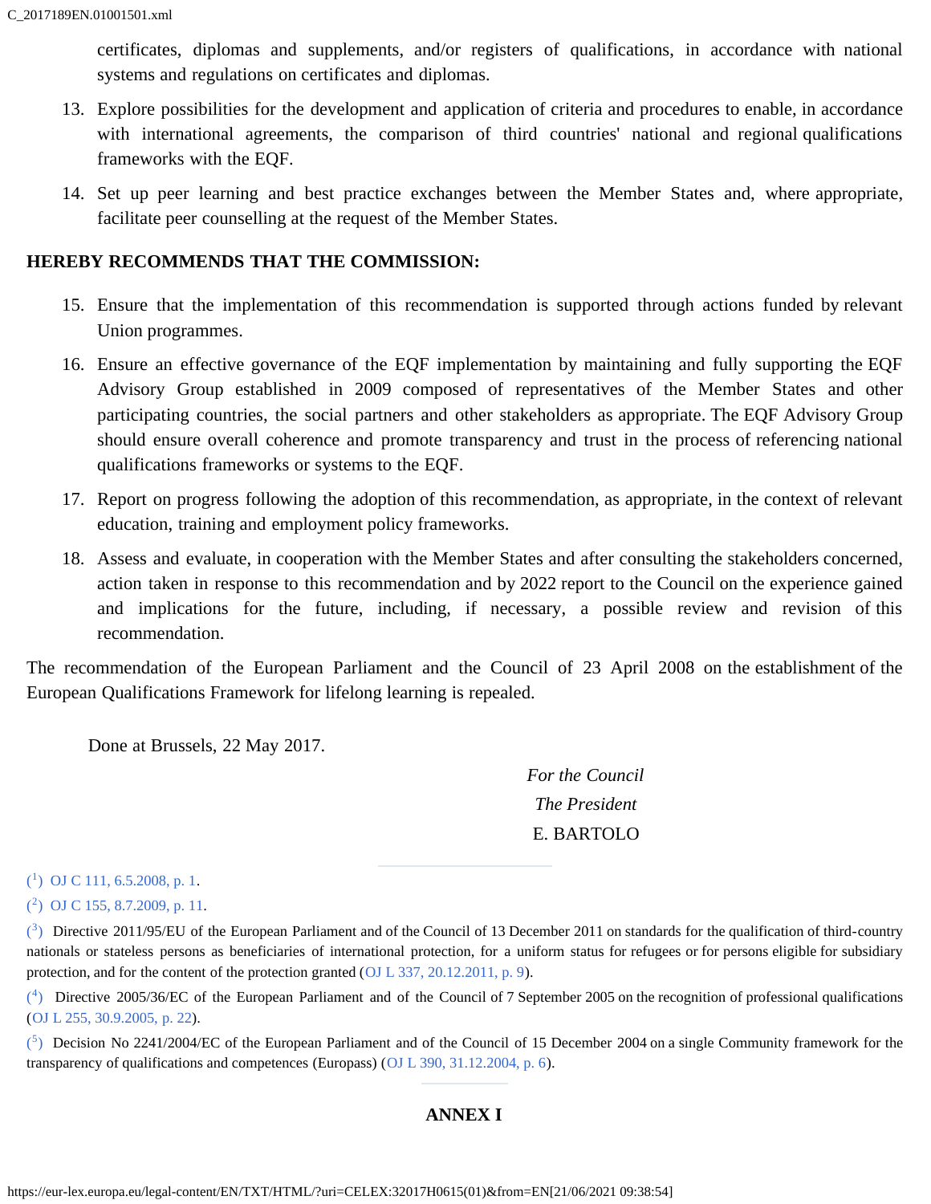certificates, diplomas and supplements, and/or registers of qualifications, in accordance with national systems and regulations on certificates and diplomas.

13. Explore possibilities for the development and application of criteria and procedures to enable, in accordance with international agreements, the comparison of third countries' national and regional qualifications frameworks with the EQF.

14. Set up peer learning and best practice exchanges between the Member States and, where appropriate, facilitate peer counselling at the request of the Member States.

**HEREBY RECOMMENDS THAT THE COMMISSION:**

15. Ensure that the implementation of this recommendation is supported through actions funded by relevant Union programmes.

16. Ensure an effective governance of the EQF implementation by maintaining and fully supporting the EQF Advisory Group established in 2009 composed of representatives of the Member States and other participating countries, the social partners and other stakeholders as appropriate. The EQF Advisory Group should ensure overall coherence and promote transparency and trust in the process of referencing national qualifications frameworks or systems to the EQF.

17. Report on progress following the adoption of this recommendation, as appropriate, in the context of relevant education, training and employment policy frameworks.

18. Assess and evaluate, in cooperation with the Member States and after consulting the stakeholders concerned, action taken in response to this recommendation and by 2022 report to the Council on the experience gained and implications for the future, including, if necessary, a possible review and revision of this recommendation.

The recommendation of the European Parliament and the Council of 23 April 2008 on the establishment of the European Qualifications Framework for lifelong learning is repealed.

Done at Brussels, 22 May 2017.

*For the Council*

*The President*

E. BARTOLO

---

[1] OJ C 111, 6.5.2008, p. 1.

[2] OJ C 155, 8.7.2009, p. 11.

[3] Directive 2011/95/EU of the European Parliament and of the Council of 13 December 2011 on standards for the qualification of third-country nationals or stateless persons as beneficiaries of international protection, for a uniform status for refugees or for persons eligible for subsidiary protection, and for the content of the protection granted (OJ L 337, 20.12.2011, p. 9).

[4] Directive 2005/36/EC of the European Parliament and of the Council of 7 September 2005 on the recognition of professional qualifications (OJ L 255, 30.9.2005, p. 22).

[5] Decision No 2241/2004/EC of the European Parliament and of the Council of 15 December 2004 on a single Community framework for the transparency of qualifications and competences (Europass) (OJ L 390, 31.12.2004, p. 6).

---

## ANNEX I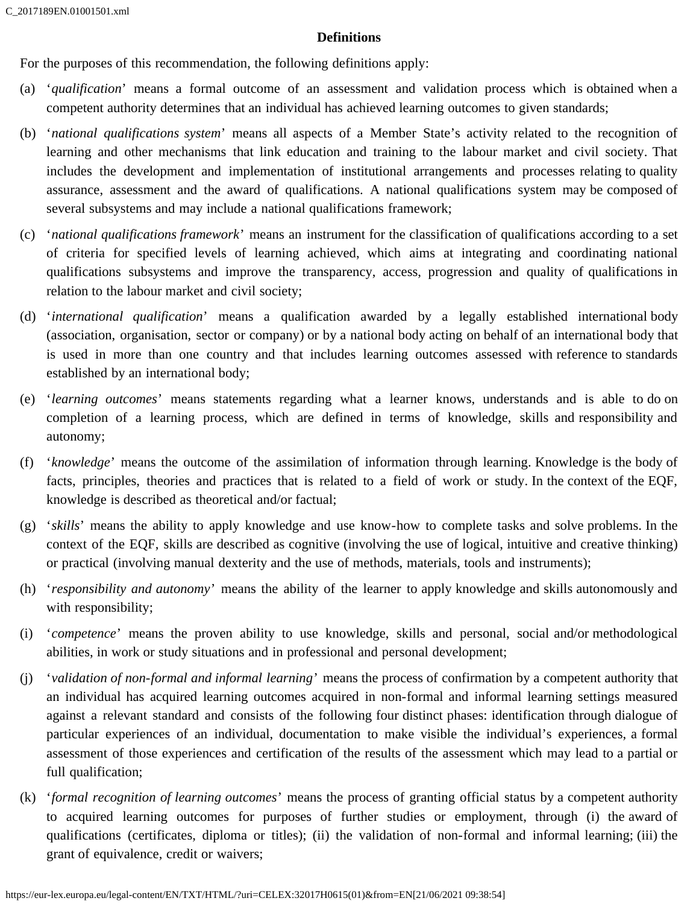**Definitions**

For the purposes of this recommendation, the following definitions apply:

(a) '*qualification*' means a formal outcome of an assessment and validation process which is obtained when a competent authority determines that an individual has achieved learning outcomes to given standards;

(b) '*national qualifications system*' means all aspects of a Member State's activity related to the recognition of learning and other mechanisms that link education and training to the labour market and civil society. That includes the development and implementation of institutional arrangements and processes relating to quality assurance, assessment and the award of qualifications. A national qualifications system may be composed of several subsystems and may include a national qualifications framework;

(c) '*national qualifications framework*' means an instrument for the classification of qualifications according to a set of criteria for specified levels of learning achieved, which aims at integrating and coordinating national qualifications subsystems and improve the transparency, access, progression and quality of qualifications in relation to the labour market and civil society;

(d) '*international qualification*' means a qualification awarded by a legally established international body (association, organisation, sector or company) or by a national body acting on behalf of an international body that is used in more than one country and that includes learning outcomes assessed with reference to standards established by an international body;

(e) '*learning outcomes*' means statements regarding what a learner knows, understands and is able to do on completion of a learning process, which are defined in terms of knowledge, skills and responsibility and autonomy;

(f) '*knowledge*' means the outcome of the assimilation of information through learning. Knowledge is the body of facts, principles, theories and practices that is related to a field of work or study. In the context of the EQF, knowledge is described as theoretical and/or factual;

(g) '*skills*' means the ability to apply knowledge and use know-how to complete tasks and solve problems. In the context of the EQF, skills are described as cognitive (involving the use of logical, intuitive and creative thinking) or practical (involving manual dexterity and the use of methods, materials, tools and instruments);

(h) '*responsibility and autonomy*' means the ability of the learner to apply knowledge and skills autonomously and with responsibility;

(i) '*competence*' means the proven ability to use knowledge, skills and personal, social and/or methodological abilities, in work or study situations and in professional and personal development;

(j) '*validation of non-formal and informal learning*' means the process of confirmation by a competent authority that an individual has acquired learning outcomes acquired in non-formal and informal learning settings measured against a relevant standard and consists of the following four distinct phases: identification through dialogue of particular experiences of an individual, documentation to make visible the individual's experiences, a formal assessment of those experiences and certification of the results of the assessment which may lead to a partial or full qualification;

(k) '*formal recognition of learning outcomes*' means the process of granting official status by a competent authority to acquired learning outcomes for purposes of further studies or employment, through (i) the award of qualifications (certificates, diploma or titles); (ii) the validation of non-formal and informal learning; (iii) the grant of equivalence, credit or waivers;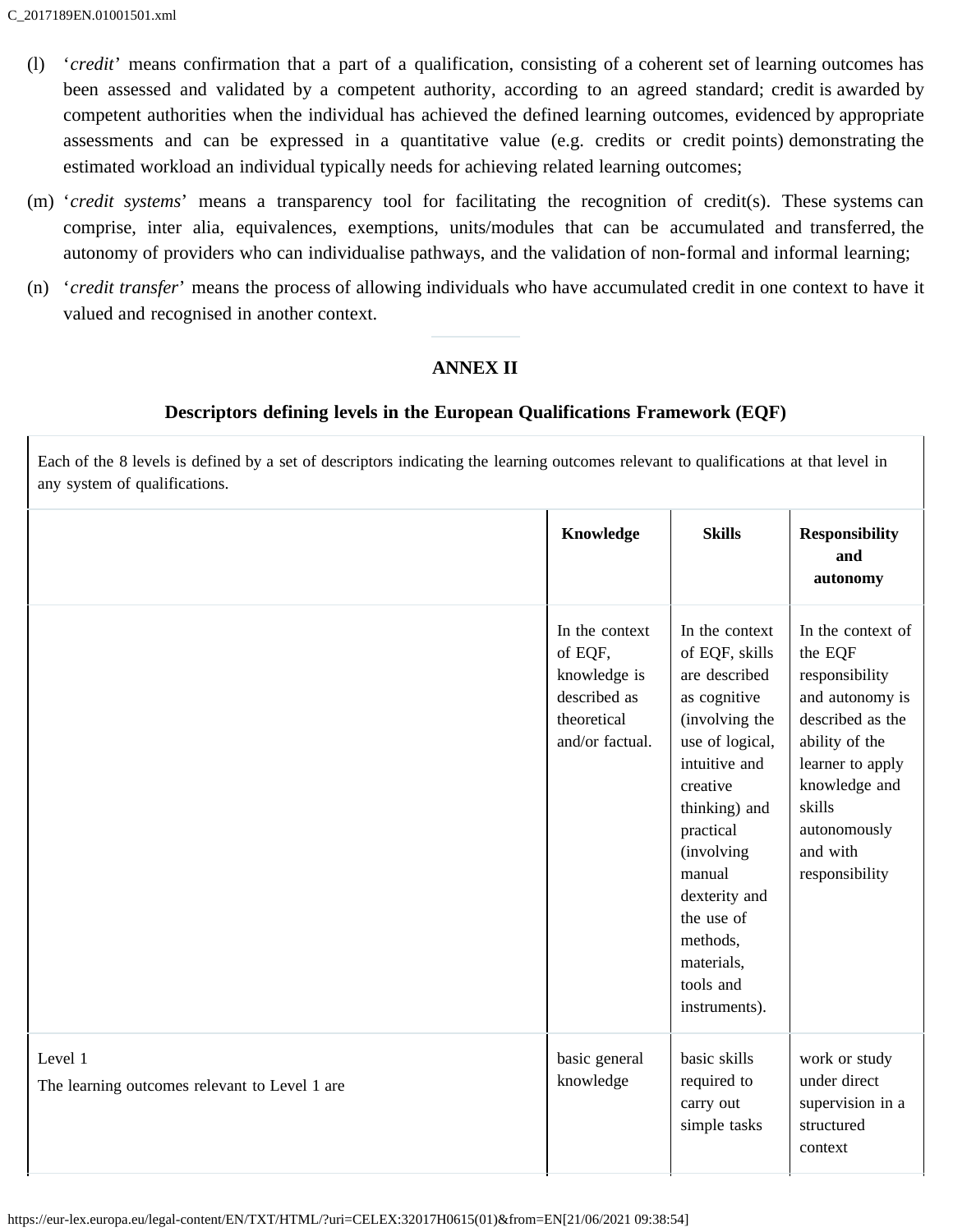(l) '*credit*' means confirmation that a part of a qualification, consisting of a coherent set of learning outcomes has been assessed and validated by a competent authority, according to an agreed standard; credit is awarded by competent authorities when the individual has achieved the defined learning outcomes, evidenced by appropriate assessments and can be expressed in a quantitative value (e.g. credits or credit points) demonstrating the estimated workload an individual typically needs for achieving related learning outcomes;

(m) '*credit systems*' means a transparency tool for facilitating the recognition of credit(s). These systems can comprise, inter alia, equivalences, exemptions, units/modules that can be accumulated and transferred, the autonomy of providers who can individualise pathways, and the validation of non-formal and informal learning;

(n) '*credit transfer*' means the process of allowing individuals who have accumulated credit in one context to have it valued and recognised in another context.

## ANNEX II

### Descriptors defining levels in the European Qualifications Framework (EQF)

Each of the 8 levels is defined by a set of descriptors indicating the learning outcomes relevant to qualifications at that level in any system of qualifications.

| | **Knowledge** | **Skills** | **Responsibility and autonomy** |
|---|---|---|---|
| | In the context of EQF, knowledge is described as theoretical and/or factual. | In the context of EQF, skills are described as cognitive (involving the use of logical, intuitive and creative thinking) and practical (involving manual dexterity and the use of methods, materials, tools and instruments). | In the context of the EQF responsibility and autonomy is described as the ability of the learner to apply knowledge and skills autonomously and with responsibility |
| Level 1<br>The learning outcomes relevant to Level 1 are | basic general knowledge | basic skills required to carry out simple tasks | work or study under direct supervision in a structured context |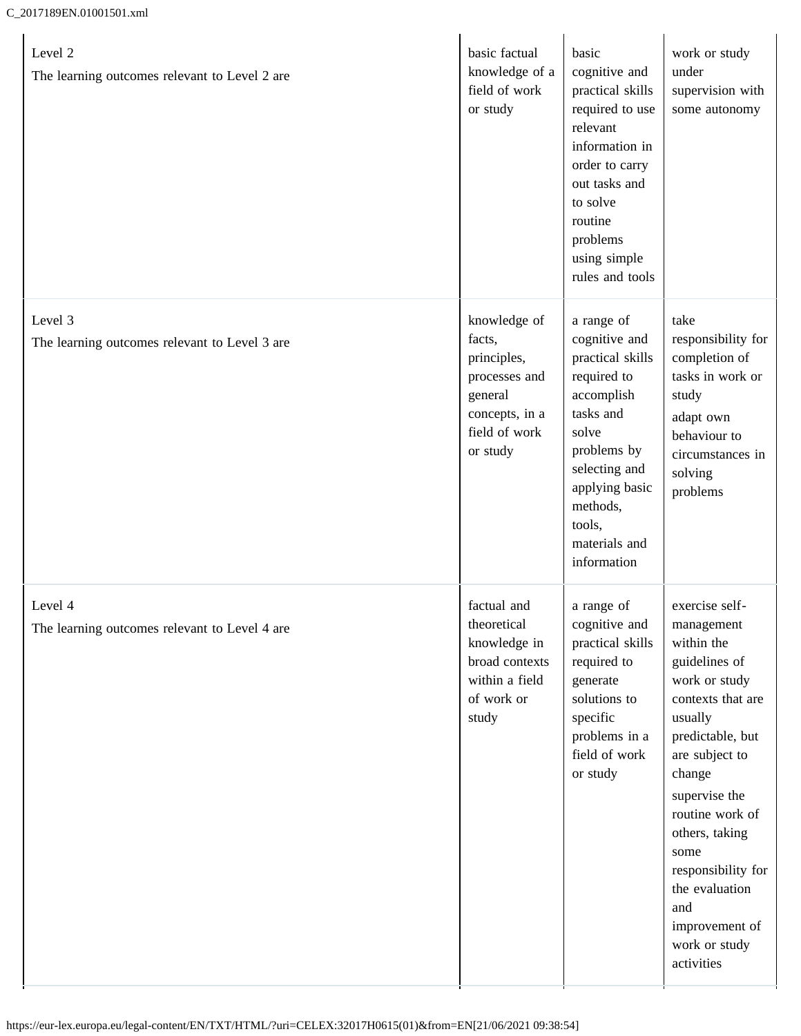| | | | |
|---|---|---|---|
| Level 2<br>The learning outcomes relevant to Level 2 are | basic factual knowledge of a field of work or study | basic cognitive and practical skills required to use relevant information in order to carry out tasks and to solve routine problems using simple rules and tools | work or study under supervision with some autonomy |
| Level 3<br>The learning outcomes relevant to Level 3 are | knowledge of facts, principles, processes and general concepts, in a field of work or study | a range of cognitive and practical skills required to accomplish tasks and solve problems by selecting and applying basic methods, tools, materials and information | take responsibility for completion of tasks in work or study<br>adapt own behaviour to circumstances in solving problems |
| Level 4<br>The learning outcomes relevant to Level 4 are | factual and theoretical knowledge in broad contexts within a field of work or study | a range of cognitive and practical skills required to generate solutions to specific problems in a field of work or study | exercise self-management within the guidelines of work or study contexts that are usually predictable, but are subject to change<br>supervise the routine work of others, taking some responsibility for the evaluation and improvement of work or study activities |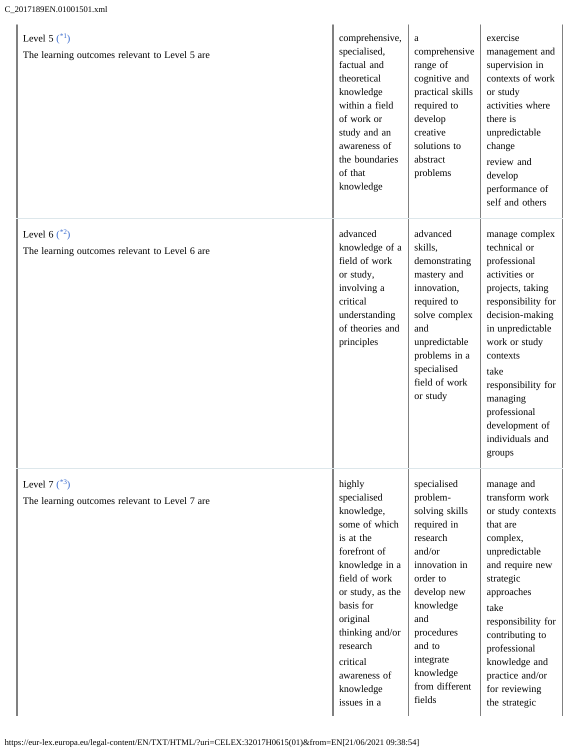| | | | |
|---|---|---|---|
| Level 5 (*1) The learning outcomes relevant to Level 5 are | comprehensive, specialised, factual and theoretical knowledge within a field of work or study and an awareness of the boundaries of that knowledge | a comprehensive range of cognitive and practical skills required to develop creative solutions to abstract problems | exercise management and supervision in contexts of work or study activities where there is unpredictable change<br>review and develop performance of self and others |
| Level 6 (*2) The learning outcomes relevant to Level 6 are | advanced knowledge of a field of work or study, involving a critical understanding of theories and principles | advanced skills, demonstrating mastery and innovation, required to solve complex and unpredictable problems in a specialised field of work or study | manage complex technical or professional activities or projects, taking responsibility for decision-making in unpredictable work or study contexts<br>take responsibility for managing professional development of individuals and groups |
| Level 7 (*3) The learning outcomes relevant to Level 7 are | highly specialised knowledge, some of which is at the forefront of knowledge in a field of work or study, as the basis for original thinking and/or research<br>critical awareness of knowledge issues in a | specialised problem-solving skills required in research and/or innovation in order to develop new knowledge and procedures and to integrate knowledge from different fields | manage and transform work or study contexts that are complex, unpredictable and require new strategic approaches<br>take responsibility for contributing to professional knowledge and practice and/or for reviewing the strategic |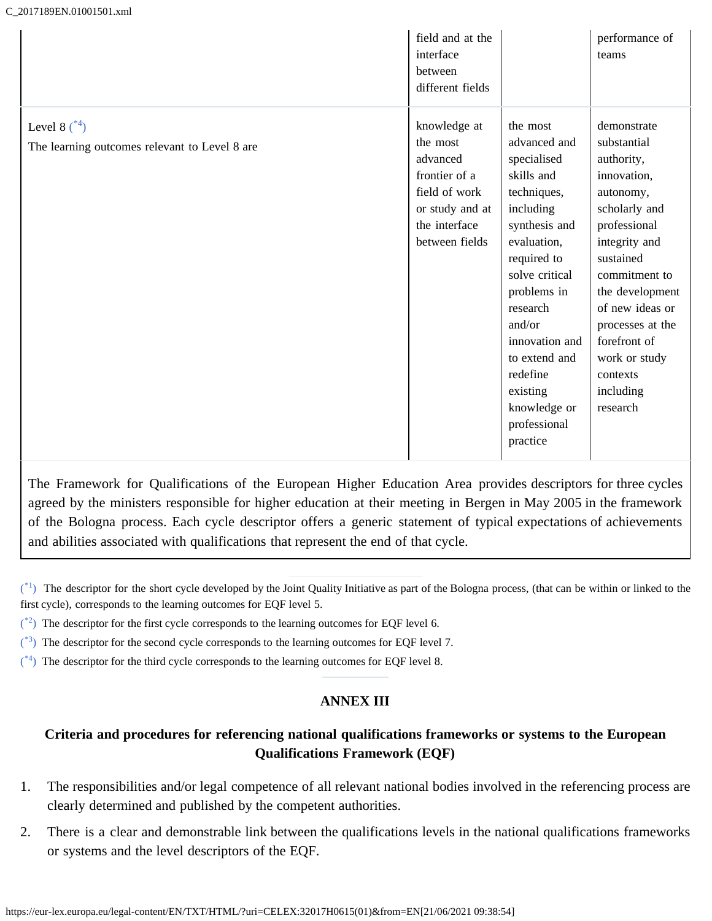| | | | |
|---|---|---|---|
| | field and at the interface between different fields | | performance of teams |
| Level 8 ([*4]) The learning outcomes relevant to Level 8 are | knowledge at the most advanced frontier of a field of work or study and at the interface between fields | the most advanced and specialised skills and techniques, including synthesis and evaluation, required to solve critical problems in research and/or innovation and to extend and redefine existing knowledge or professional practice | demonstrate substantial authority, innovation, autonomy, scholarly and professional integrity and sustained commitment to the development of new ideas or processes at the forefront of work or study contexts including research |

The Framework for Qualifications of the European Higher Education Area provides descriptors for three cycles agreed by the ministers responsible for higher education at their meeting in Bergen in May 2005 in the framework of the Bologna process. Each cycle descriptor offers a generic statement of typical expectations of achievements and abilities associated with qualifications that represent the end of that cycle.

([*1]) The descriptor for the short cycle developed by the Joint Quality Initiative as part of the Bologna process, (that can be within or linked to the first cycle), corresponds to the learning outcomes for EQF level 5.

([*2]) The descriptor for the first cycle corresponds to the learning outcomes for EQF level 6.

([*3]) The descriptor for the second cycle corresponds to the learning outcomes for EQF level 7.

([*4]) The descriptor for the third cycle corresponds to the learning outcomes for EQF level 8.

## ANNEX III

### Criteria and procedures for referencing national qualifications frameworks or systems to the European Qualifications Framework (EQF)

1. The responsibilities and/or legal competence of all relevant national bodies involved in the referencing process are clearly determined and published by the competent authorities.

2. There is a clear and demonstrable link between the qualifications levels in the national qualifications frameworks or systems and the level descriptors of the EQF.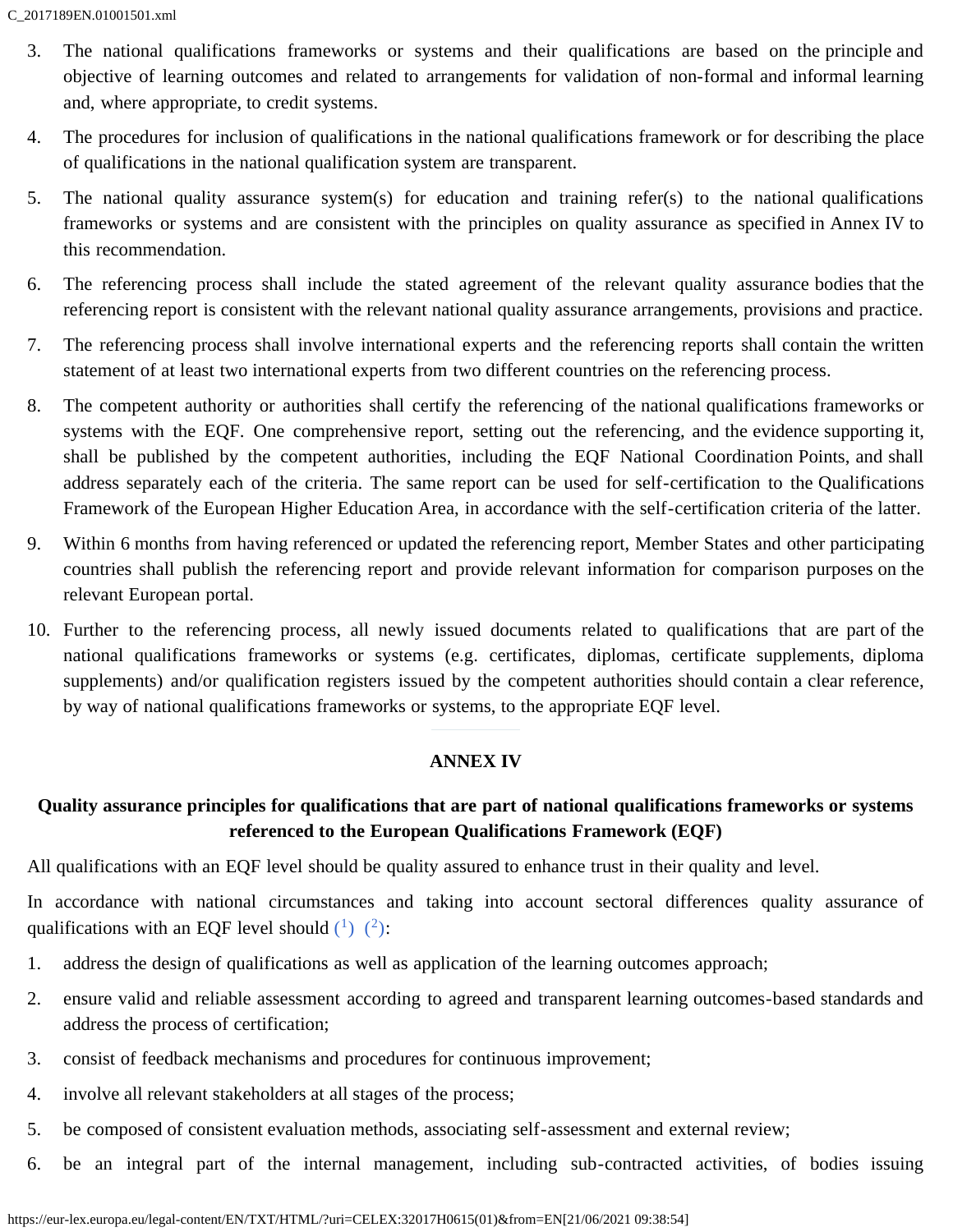3. The national qualifications frameworks or systems and their qualifications are based on the principle and objective of learning outcomes and related to arrangements for validation of non-formal and informal learning and, where appropriate, to credit systems.

4. The procedures for inclusion of qualifications in the national qualifications framework or for describing the place of qualifications in the national qualification system are transparent.

5. The national quality assurance system(s) for education and training refer(s) to the national qualifications frameworks or systems and are consistent with the principles on quality assurance as specified in Annex IV to this recommendation.

6. The referencing process shall include the stated agreement of the relevant quality assurance bodies that the referencing report is consistent with the relevant national quality assurance arrangements, provisions and practice.

7. The referencing process shall involve international experts and the referencing reports shall contain the written statement of at least two international experts from two different countries on the referencing process.

8. The competent authority or authorities shall certify the referencing of the national qualifications frameworks or systems with the EQF. One comprehensive report, setting out the referencing, and the evidence supporting it, shall be published by the competent authorities, including the EQF National Coordination Points, and shall address separately each of the criteria. The same report can be used for self-certification to the Qualifications Framework of the European Higher Education Area, in accordance with the self-certification criteria of the latter.

9. Within 6 months from having referenced or updated the referencing report, Member States and other participating countries shall publish the referencing report and provide relevant information for comparison purposes on the relevant European portal.

10. Further to the referencing process, all newly issued documents related to qualifications that are part of the national qualifications frameworks or systems (e.g. certificates, diplomas, certificate supplements, diploma supplements) and/or qualification registers issued by the competent authorities should contain a clear reference, by way of national qualifications frameworks or systems, to the appropriate EQF level.

## ANNEX IV

### Quality assurance principles for qualifications that are part of national qualifications frameworks or systems referenced to the European Qualifications Framework (EQF)

All qualifications with an EQF level should be quality assured to enhance trust in their quality and level.

In accordance with national circumstances and taking into account sectoral differences quality assurance of qualifications with an EQF level should (1) (2):

1. address the design of qualifications as well as application of the learning outcomes approach;
2. ensure valid and reliable assessment according to agreed and transparent learning outcomes-based standards and address the process of certification;
3. consist of feedback mechanisms and procedures for continuous improvement;
4. involve all relevant stakeholders at all stages of the process;
5. be composed of consistent evaluation methods, associating self-assessment and external review;
6. be an integral part of the internal management, including sub-contracted activities, of bodies issuing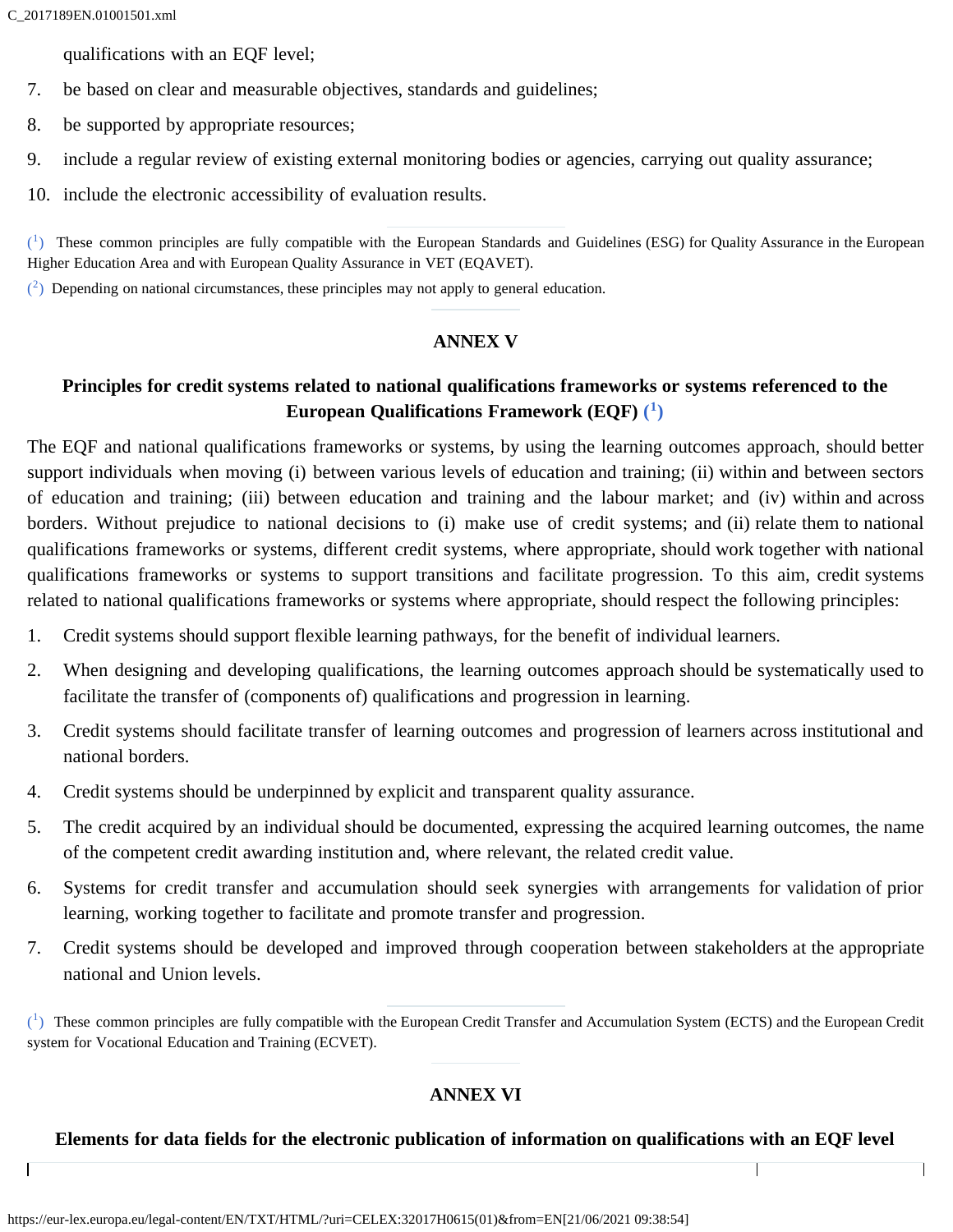qualifications with an EQF level;

7. be based on clear and measurable objectives, standards and guidelines;
8. be supported by appropriate resources;
9. include a regular review of existing external monitoring bodies or agencies, carrying out quality assurance;
10. include the electronic accessibility of evaluation results.

(1) These common principles are fully compatible with the European Standards and Guidelines (ESG) for Quality Assurance in the European Higher Education Area and with European Quality Assurance in VET (EQAVET).

(2) Depending on national circumstances, these principles may not apply to general education.

## ANNEX V

### Principles for credit systems related to national qualifications frameworks or systems referenced to the European Qualifications Framework (EQF) (1)

The EQF and national qualifications frameworks or systems, by using the learning outcomes approach, should better support individuals when moving (i) between various levels of education and training; (ii) within and between sectors of education and training; (iii) between education and training and the labour market; and (iv) within and across borders. Without prejudice to national decisions to (i) make use of credit systems; and (ii) relate them to national qualifications frameworks or systems, different credit systems, where appropriate, should work together with national qualifications frameworks or systems to support transitions and facilitate progression. To this aim, credit systems related to national qualifications frameworks or systems where appropriate, should respect the following principles:

1. Credit systems should support flexible learning pathways, for the benefit of individual learners.
2. When designing and developing qualifications, the learning outcomes approach should be systematically used to facilitate the transfer of (components of) qualifications and progression in learning.
3. Credit systems should facilitate transfer of learning outcomes and progression of learners across institutional and national borders.
4. Credit systems should be underpinned by explicit and transparent quality assurance.
5. The credit acquired by an individual should be documented, expressing the acquired learning outcomes, the name of the competent credit awarding institution and, where relevant, the related credit value.
6. Systems for credit transfer and accumulation should seek synergies with arrangements for validation of prior learning, working together to facilitate and promote transfer and progression.
7. Credit systems should be developed and improved through cooperation between stakeholders at the appropriate national and Union levels.

(1) These common principles are fully compatible with the European Credit Transfer and Accumulation System (ECTS) and the European Credit system for Vocational Education and Training (ECVET).

## ANNEX VI

### Elements for data fields for the electronic publication of information on qualifications with an EQF level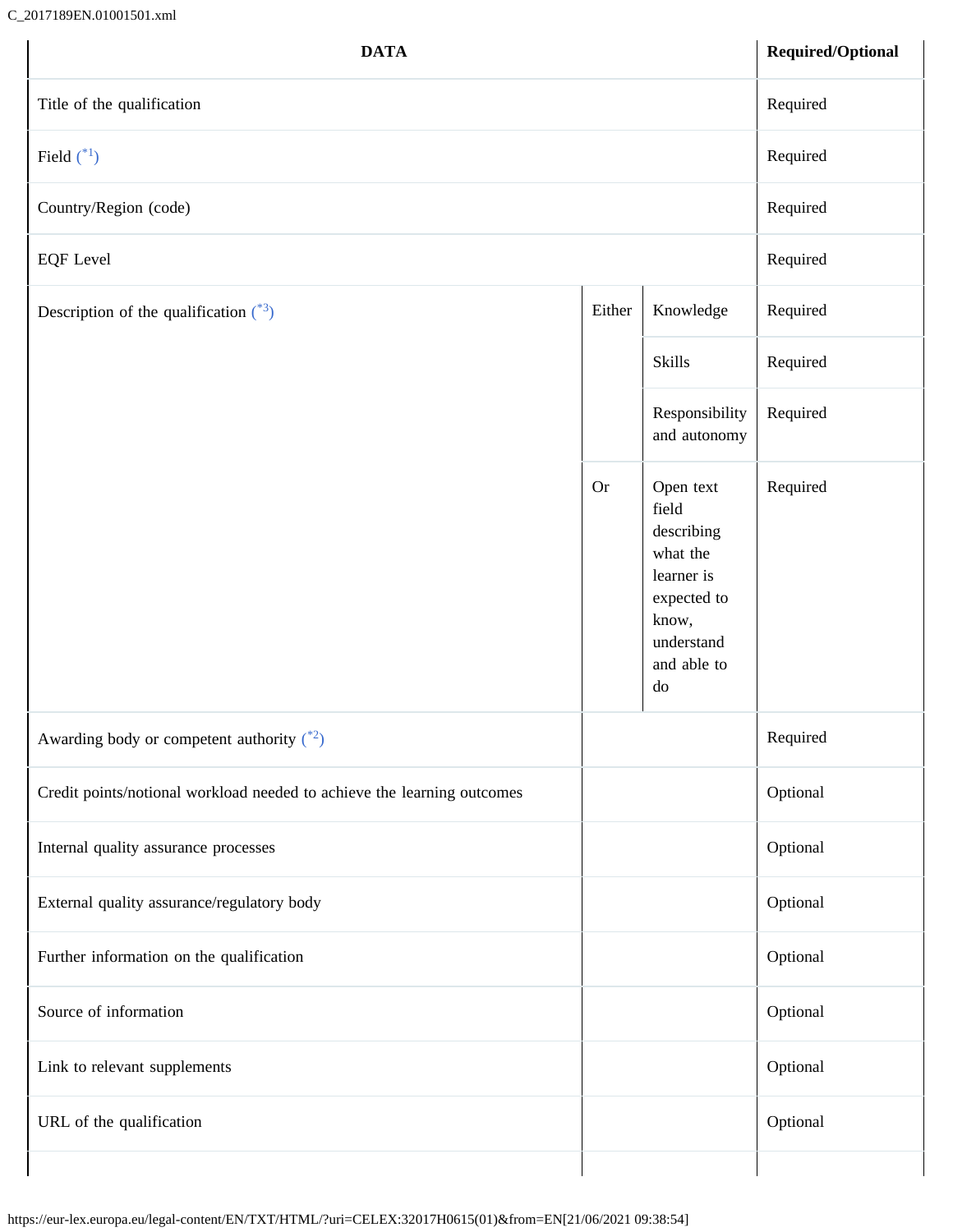| DATA | | | Required/Optional |
|---|---|---|---|
| Title of the qualification | | | Required |
| Field (*1) | | | Required |
| Country/Region (code) | | | Required |
| EQF Level | | | Required |
| Description of the qualification (*3) | Either | Knowledge | Required |
| | | Skills | Required |
| | | Responsibility and autonomy | Required |
| | Or | Open text field describing what the learner is expected to know, understand and able to do | Required |
| Awarding body or competent authority (*2) | | | Required |
| Credit points/notional workload needed to achieve the learning outcomes | | | Optional |
| Internal quality assurance processes | | | Optional |
| External quality assurance/regulatory body | | | Optional |
| Further information on the qualification | | | Optional |
| Source of information | | | Optional |
| Link to relevant supplements | | | Optional |
| URL of the qualification | | | Optional |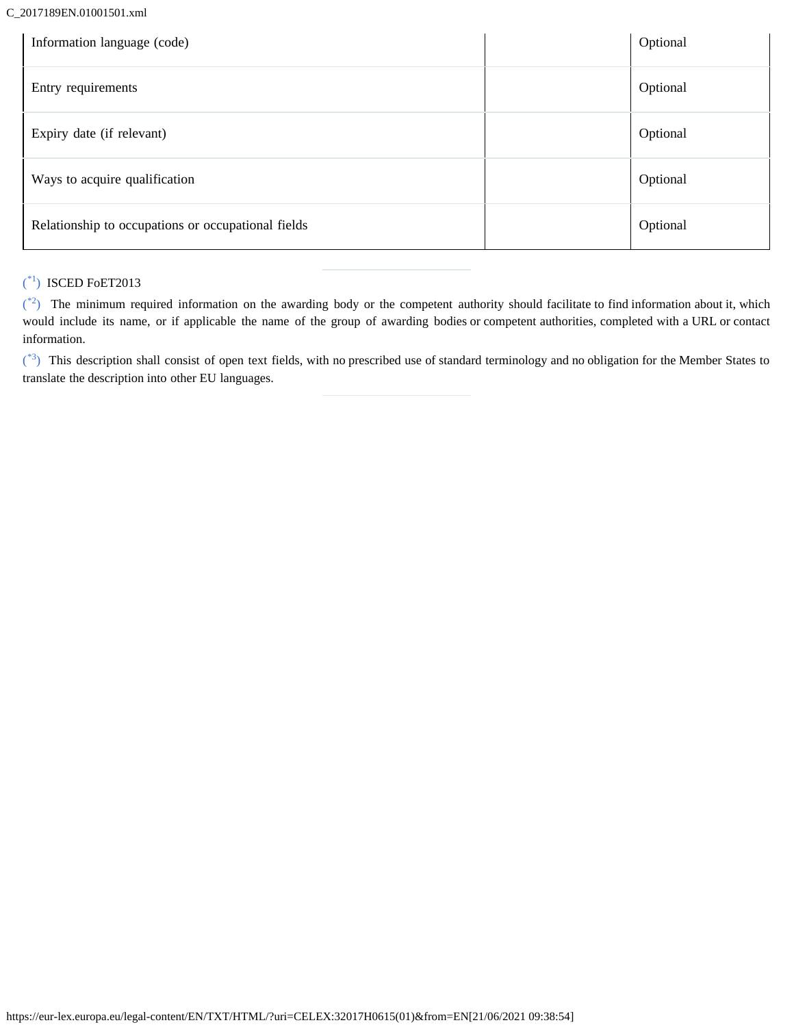| | | |
|---|---|---|
| Information language (code) | | Optional |
| Entry requirements | | Optional |
| Expiry date (if relevant) | | Optional |
| Ways to acquire qualification | | Optional |
| Relationship to occupations or occupational fields | | Optional |

(*1) ISCED FoET2013

(*2) The minimum required information on the awarding body or the competent authority should facilitate to find information about it, which would include its name, or if applicable the name of the group of awarding bodies or competent authorities, completed with a URL or contact information.

(*3) This description shall consist of open text fields, with no prescribed use of standard terminology and no obligation for the Member States to translate the description into other EU languages.